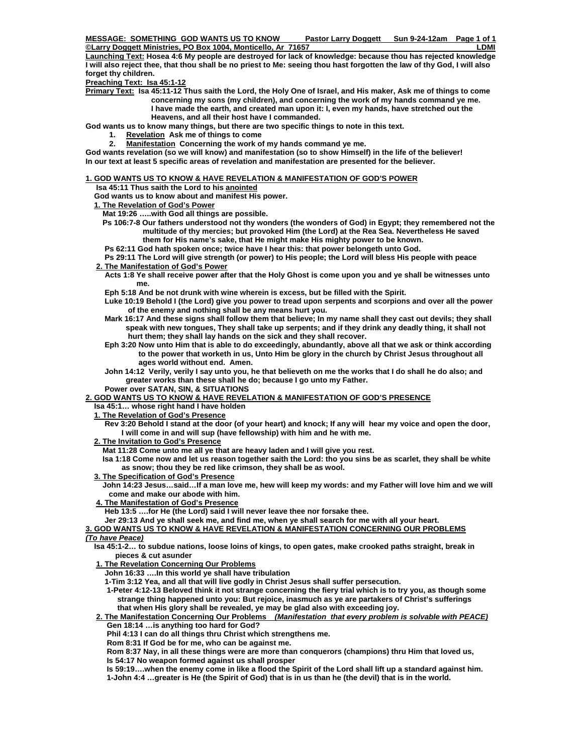**MESSAGE: SOMETHING GOD WANTS US TO KNOW    Pastor Larry Doggett    Sun 9-24-12am    Page 1 of 1**
**©Larry Doggett Ministries, PO Box 1004, Monticello, Ar 71657    LDMI**

**Launching Text:** **Hosea 4:6 My people are destroyed for lack of knowledge: because thou has rejected knowledge I will also reject thee, that thou shall be no priest to Me: seeing thou hast forgotten the law of thy God, I will also forget thy children.**

**Preaching Text: Isa 45:1-12**

**Primary Text: Isa 45:11-12 Thus saith the Lord, the Holy One of Israel, and His maker, Ask me of things to come concerning my sons (my children), and concerning the work of my hands command ye me. I have made the earth, and created man upon it: I, even my hands, have stretched out the Heavens, and all their host have I commanded.**

**God wants us to know many things, but there are two specific things to note in this text.**

1. **Revelation Ask me of things to come**
2. **Manifestation Concerning the work of my hands command ye me.**

**God wants revelation (so we will know) and manifestation (so to show Himself) in the life of the believer!**
**In our text at least 5 specific areas of revelation and manifestation are presented for the believer.**

## 1. GOD WANTS US TO KNOW & HAVE REVELATION & MANIFESTATION OF GOD'S POWER

**Isa 45:11 Thus saith the Lord to his anointed**

**God wants us to know about and manifest His power.**

### 1. The Revelation of God's Power

**Mat 19:26 …..with God all things are possible.**

**Ps 106:7-8 Our fathers understood not thy wonders (the wonders of God) in Egypt; they remembered not the multitude of thy mercies; but provoked Him (the Lord) at the Rea Sea. Nevertheless He saved them for His name's sake, that He might make His mighty power to be known.**

**Ps 62:11 God hath spoken once; twice have I hear this: that power belongeth unto God.**

**Ps 29:11 The Lord will give strength (or power) to His people; the Lord will bless His people with peace**

### 2. The Manifestation of God's Power

**Acts 1:8 Ye shall receive power after that the Holy Ghost is come upon you and ye shall be witnesses unto me.**

**Eph 5:18 And be not drunk with wine wherein is excess, but be filled with the Spirit.**

**Luke 10:19 Behold I (the Lord) give you power to tread upon serpents and scorpions and over all the power of the enemy and nothing shall be any means hurt you.**

**Mark 16:17 And these signs shall follow them that believe; In my name shall they cast out devils; they shall speak with new tongues, They shall take up serpents; and if they drink any deadly thing, it shall not hurt them; they shall lay hands on the sick and they shall recover.**

**Eph 3:20 Now unto Him that is able to do exceedingly, abundantly, above all that we ask or think according to the power that worketh in us, Unto Him be glory in the church by Christ Jesus throughout all ages world without end. Amen.**

**John 14:12 Verily, verily I say unto you, he that believeth on me the works that I do shall he do also; and greater works than these shall he do; because I go unto my Father.**

**Power over SATAN, SIN, & SITUATIONS**

## 2. GOD WANTS US TO KNOW & HAVE REVELATION & MANIFESTATION OF GOD'S PRESENCE

**Isa 45:1… whose right hand I have holden**

### 1. The Revelation of God's Presence

**Rev 3:20 Behold I stand at the door (of your heart) and knock; If any will hear my voice and open the door, I will come in and will sup (have fellowship) with him and he with me.**

### 2. The Invitation to God's Presence

**Mat 11:28 Come unto me all ye that are heavy laden and I will give you rest.**

**Isa 1:18 Come now and let us reason together saith the Lord: tho you sins be as scarlet, they shall be white as snow; thou they be red like crimson, they shall be as wool.**

### 3. The Specification of God's Presence

**John 14:23 Jesus…said…If a man love me, hew will keep my words: and my Father will love him and we will come and make our abode with him.**

### 4. The Manifestation of God's Presence

**Heb 13:5 ….for He (the Lord) said I will never leave thee nor forsake thee.**

**Jer 29:13 And ye shall seek me, and find me, when ye shall search for me with all your heart.**

## 3. GOD WANTS US TO KNOW & HAVE REVELATION & MANIFESTATION CONCERNING OUR PROBLEMS

***(To have Peace)***

**Isa 45:1-2… to subdue nations, loose loins of kings, to open gates, make crooked paths straight, break in pieces & cut asunder**

### 1. The Revelation Concerning Our Problems

**John 16:33 ….In this world ye shall have tribulation**

**1-Tim 3:12 Yea, and all that will live godly in Christ Jesus shall suffer persecution.**

**1-Peter 4:12-13 Beloved think it not strange concerning the fiery trial which is to try you, as though some strange thing happened unto you: But rejoice, inasmuch as ye are partakers of Christ's sufferings that when His glory shall be revealed, ye may be glad also with exceeding joy.**

### 2. The Manifestation Concerning Our Problems ***(Manifestation that every problem is solvable with PEACE)***

**Gen 18:14 …is anything too hard for God?**

**Phil 4:13 I can do all things thru Christ which strengthens me.**

**Rom 8:31 If God be for me, who can be against me.**

**Rom 8:37 Nay, in all these things were are more than conquerors (champions) thru Him that loved us,**

**Is 54:17 No weapon formed against us shall prosper**

**Is 59:19….when the enemy come in like a flood the Spirit of the Lord shall lift up a standard against him.**

**1-John 4:4 …greater is He (the Spirit of God) that is in us than he (the devil) that is in the world.**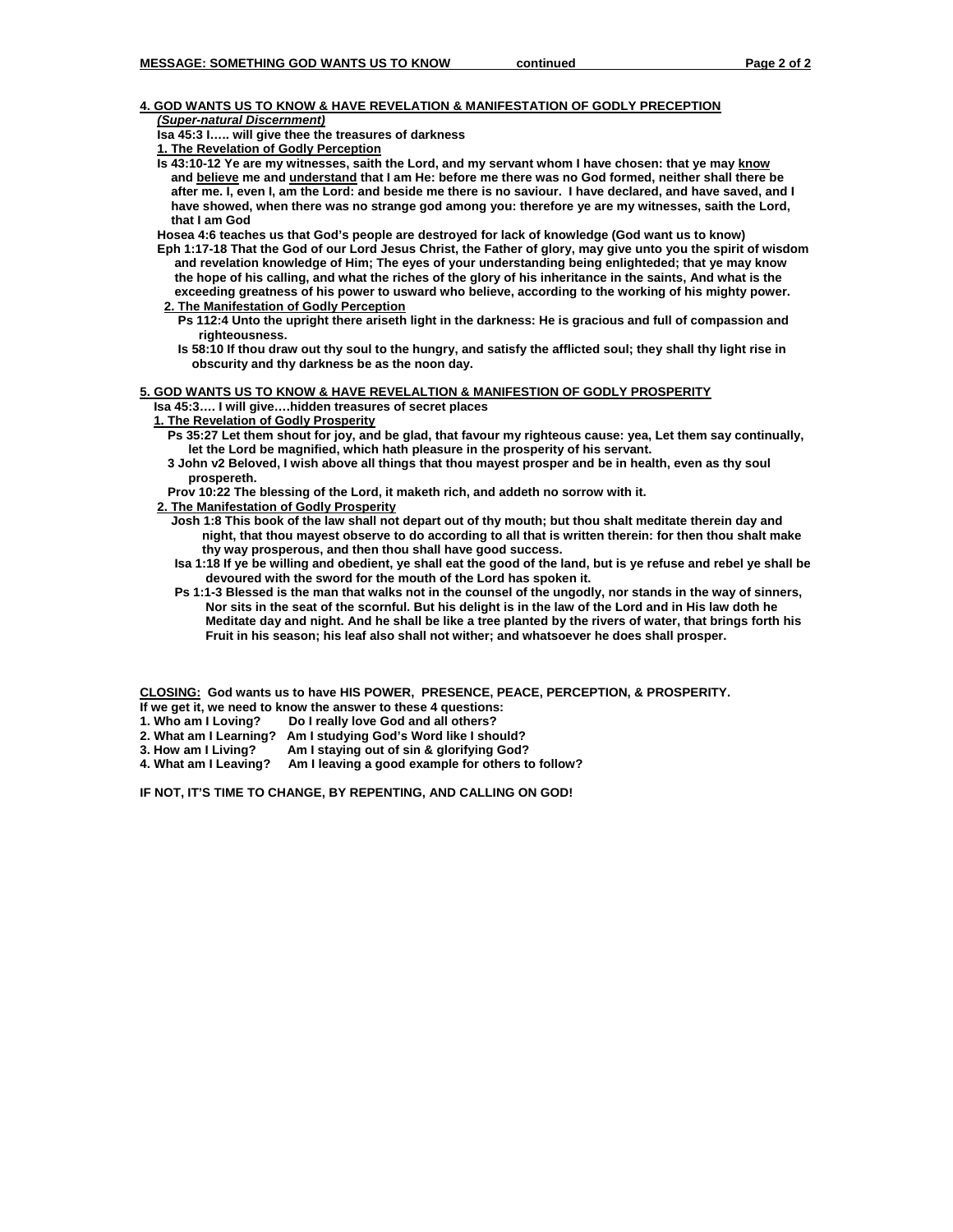**4. GOD WANTS US TO KNOW & HAVE REVELATION & MANIFESTATION OF GODLY PRECEPTION**

***(Super-natural Discernment)***

**Isa 45:3 I….. will give thee the treasures of darkness**

**1. The Revelation of Godly Perception**

**Is 43:10-12 Ye are my witnesses, saith the Lord, and my servant whom I have chosen: that ye may know and believe me and understand that I am He: before me there was no God formed, neither shall there be after me. I, even I, am the Lord: and beside me there is no saviour. I have declared, and have saved, and I have showed, when there was no strange god among you: therefore ye are my witnesses, saith the Lord, that I am God**

**Hosea 4:6 teaches us that God's people are destroyed for lack of knowledge (God want us to know)**

**Eph 1:17-18 That the God of our Lord Jesus Christ, the Father of glory, may give unto you the spirit of wisdom and revelation knowledge of Him; The eyes of your understanding being enlighteded; that ye may know the hope of his calling, and what the riches of the glory of his inheritance in the saints, And what is the exceeding greatness of his power to usward who believe, according to the working of his mighty power.**

**2. The Manifestation of Godly Perception**

**Ps 112:4 Unto the upright there ariseth light in the darkness: He is gracious and full of compassion and righteousness.**

**Is 58:10 If thou draw out thy soul to the hungry, and satisfy the afflicted soul; they shall thy light rise in obscurity and thy darkness be as the noon day.**

**5. GOD WANTS US TO KNOW & HAVE REVELALTION & MANIFESTION OF GODLY PROSPERITY**

**Isa 45:3…. I will give….hidden treasures of secret places**

**1. The Revelation of Godly Prosperity**

**Ps 35:27 Let them shout for joy, and be glad, that favour my righteous cause: yea, Let them say continually, let the Lord be magnified, which hath pleasure in the prosperity of his servant.**

**3 John v2 Beloved, I wish above all things that thou mayest prosper and be in health, even as thy soul prospereth.**

**Prov 10:22 The blessing of the Lord, it maketh rich, and addeth no sorrow with it.**

**2. The Manifestation of Godly Prosperity**

**Josh 1:8 This book of the law shall not depart out of thy mouth; but thou shalt meditate therein day and night, that thou mayest observe to do according to all that is written therein: for then thou shalt make thy way prosperous, and then thou shall have good success.**

**Isa 1:18 If ye be willing and obedient, ye shall eat the good of the land, but is ye refuse and rebel ye shall be devoured with the sword for the mouth of the Lord has spoken it.**

**Ps 1:1-3 Blessed is the man that walks not in the counsel of the ungodly, nor stands in the way of sinners, Nor sits in the seat of the scornful. But his delight is in the law of the Lord and in His law doth he Meditate day and night. And he shall be like a tree planted by the rivers of water, that brings forth his Fruit in his season; his leaf also shall not wither; and whatsoever he does shall prosper.**

**CLOSING: God wants us to have HIS POWER, PRESENCE, PEACE, PERCEPTION, & PROSPERITY.**

**If we get it, we need to know the answer to these 4 questions:**

1. **Who am I Loving?** **Do I really love God and all others?**
2. **What am I Learning?** **Am I studying God's Word like I should?**
3. **How am I Living?** **Am I staying out of sin & glorifying God?**
4. **What am I Leaving?** **Am I leaving a good example for others to follow?**

**IF NOT, IT'S TIME TO CHANGE, BY REPENTING, AND CALLING ON GOD!**